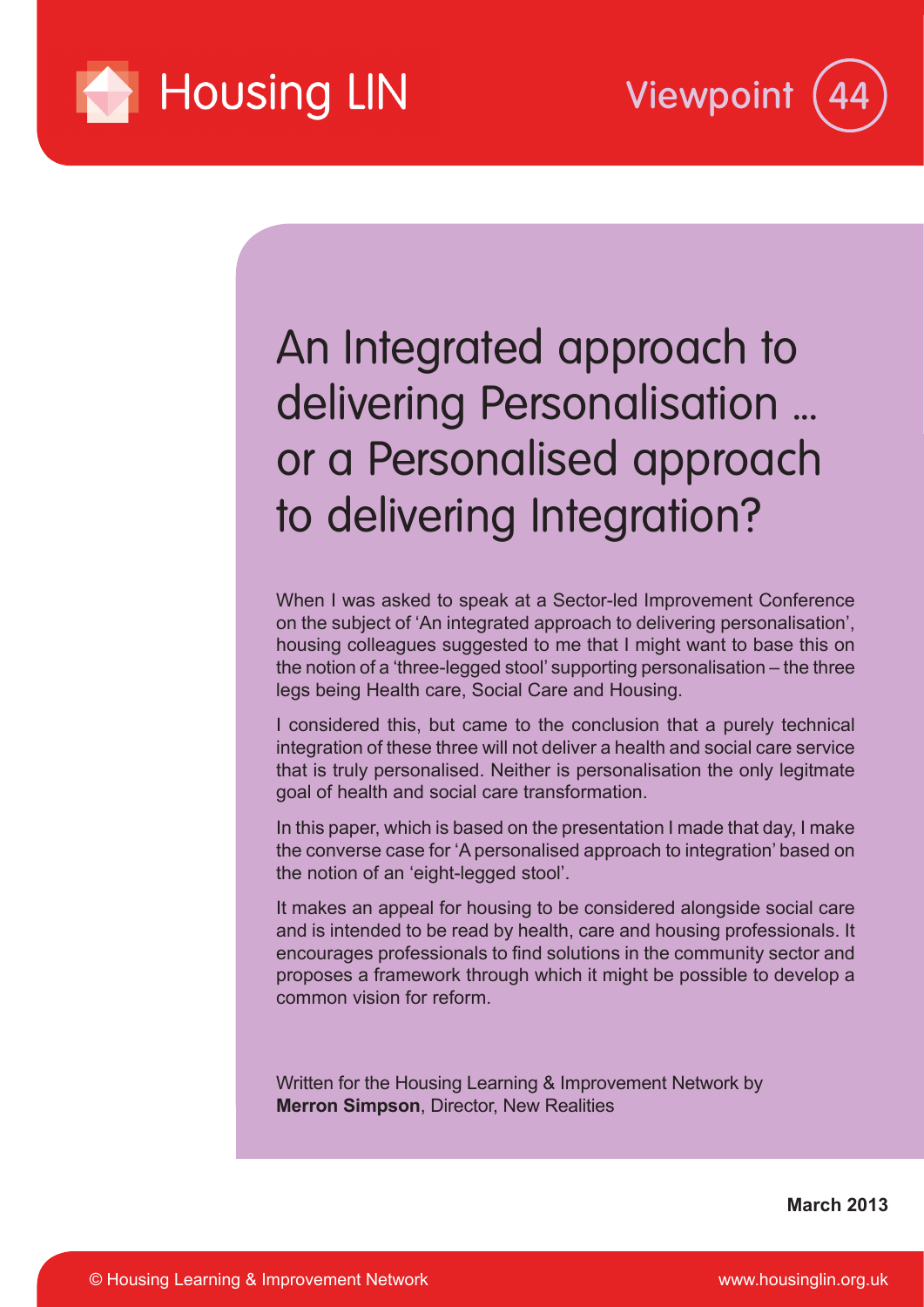Housing LIN

Viewpoint 44

# An Integrated approach to delivering Personalisation ... or a Personalised approach to delivering Integration?

When I was asked to speak at a Sector-led Improvement Conference on the subject of 'An integrated approach to delivering personalisation', housing colleagues suggested to me that I might want to base this on the notion of a 'three-legged stool' supporting personalisation – the three legs being Health care, Social Care and Housing.

I considered this, but came to the conclusion that a purely technical integration of these three will not deliver a health and social care service that is truly personalised. Neither is personalisation the only legitmate goal of health and social care transformation.

In this paper, which is based on the presentation I made that day, I make the converse case for 'A personalised approach to integration' based on the notion of an 'eight-legged stool'.

It makes an appeal for housing to be considered alongside social care and is intended to be read by health, care and housing professionals. It encourages professionals to find solutions in the community sector and proposes a framework through which it might be possible to develop a common vision for reform.

Written for the Housing Learning & Improvement Network by **Merron Simpson**, Director, New Realities

**March 2013**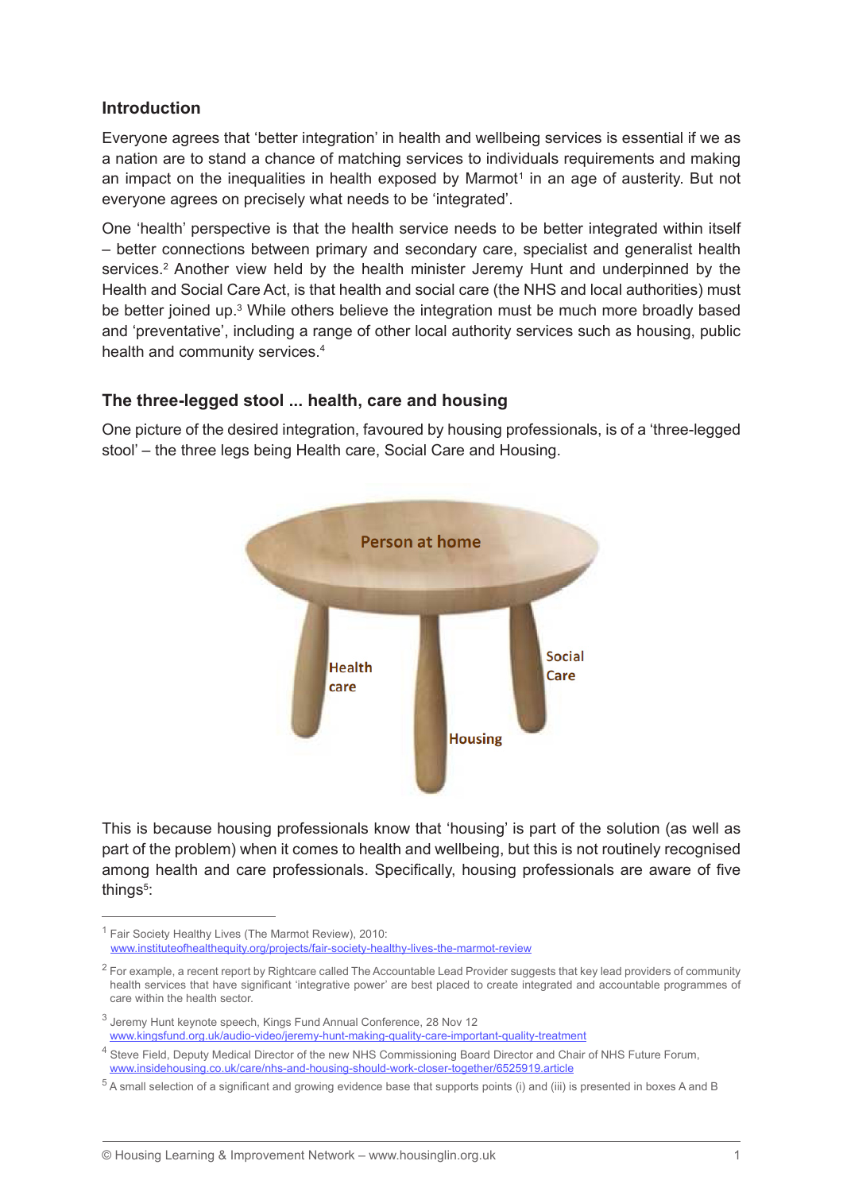## Introduction

Everyone agrees that 'better integration' in health and wellbeing services is essential if we as a nation are to stand a chance of matching services to individuals requirements and making an impact on the inequalities in health exposed by Marmot[1] in an age of austerity. But not everyone agrees on precisely what needs to be 'integrated'.

One 'health' perspective is that the health service needs to be better integrated within itself – better connections between primary and secondary care, specialist and generalist health services.[2] Another view held by the health minister Jeremy Hunt and underpinned by the Health and Social Care Act, is that health and social care (the NHS and local authorities) must be better joined up.[3] While others believe the integration must be much more broadly based and 'preventative', including a range of other local authority services such as housing, public health and community services.[4]

## The three-legged stool ... health, care and housing

One picture of the desired integration, favoured by housing professionals, is of a 'three-legged stool' – the three legs being Health care, Social Care and Housing.

Person at home

Health care

Housing

Social Care

This is because housing professionals know that 'housing' is part of the solution (as well as part of the problem) when it comes to health and wellbeing, but this is not routinely recognised among health and care professionals. Specifically, housing professionals are aware of five things[5]:

---

[1] Fair Society Healthy Lives (The Marmot Review), 2010: www.instituteofhealthequity.org/projects/fair-society-healthy-lives-the-marmot-review

[2] For example, a recent report by Rightcare called The Accountable Lead Provider suggests that key lead providers of community health services that have significant 'integrative power' are best placed to create integrated and accountable programmes of care within the health sector.

[3] Jeremy Hunt keynote speech, Kings Fund Annual Conference, 28 Nov 12 www.kingsfund.org.uk/audio-video/jeremy-hunt-making-quality-care-important-quality-treatment

[4] Steve Field, Deputy Medical Director of the new NHS Commissioning Board Director and Chair of NHS Future Forum, www.insidehousing.co.uk/care/nhs-and-housing-should-work-closer-together/6525919.article

[5] A small selection of a significant and growing evidence base that supports points (i) and (iii) is presented in boxes A and B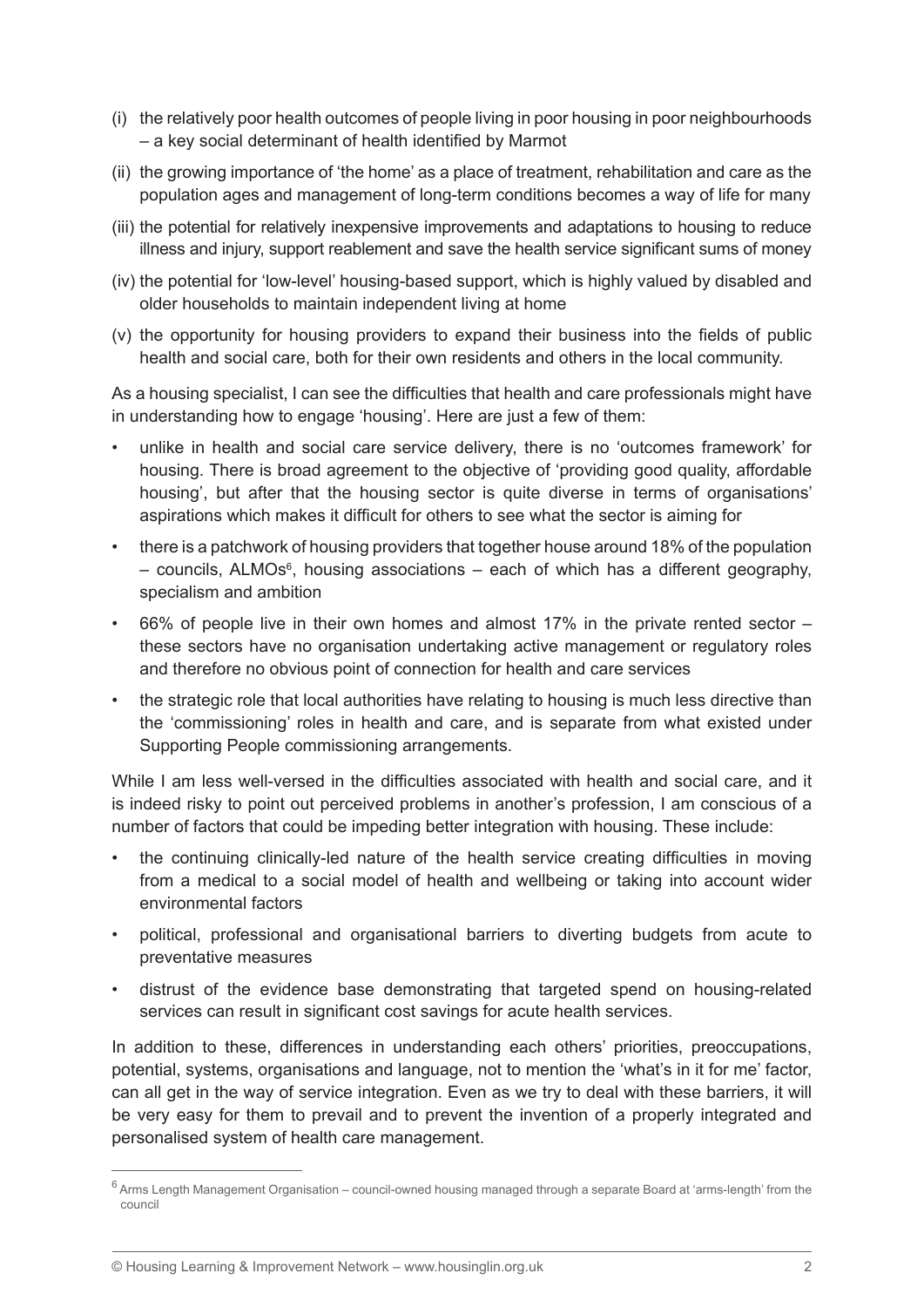(i) the relatively poor health outcomes of people living in poor housing in poor neighbourhoods – a key social determinant of health identified by Marmot

(ii) the growing importance of 'the home' as a place of treatment, rehabilitation and care as the population ages and management of long-term conditions becomes a way of life for many

(iii) the potential for relatively inexpensive improvements and adaptations to housing to reduce illness and injury, support reablement and save the health service significant sums of money

(iv) the potential for 'low-level' housing-based support, which is highly valued by disabled and older households to maintain independent living at home

(v) the opportunity for housing providers to expand their business into the fields of public health and social care, both for their own residents and others in the local community.

As a housing specialist, I can see the difficulties that health and care professionals might have in understanding how to engage 'housing'. Here are just a few of them:

- unlike in health and social care service delivery, there is no 'outcomes framework' for housing. There is broad agreement to the objective of 'providing good quality, affordable housing', but after that the housing sector is quite diverse in terms of organisations' aspirations which makes it difficult for others to see what the sector is aiming for
- there is a patchwork of housing providers that together house around 18% of the population – councils, ALMOs[6], housing associations – each of which has a different geography, specialism and ambition
- 66% of people live in their own homes and almost 17% in the private rented sector – these sectors have no organisation undertaking active management or regulatory roles and therefore no obvious point of connection for health and care services
- the strategic role that local authorities have relating to housing is much less directive than the 'commissioning' roles in health and care, and is separate from what existed under Supporting People commissioning arrangements.

While I am less well-versed in the difficulties associated with health and social care, and it is indeed risky to point out perceived problems in another's profession, I am conscious of a number of factors that could be impeding better integration with housing. These include:

- the continuing clinically-led nature of the health service creating difficulties in moving from a medical to a social model of health and wellbeing or taking into account wider environmental factors
- political, professional and organisational barriers to diverting budgets from acute to preventative measures
- distrust of the evidence base demonstrating that targeted spend on housing-related services can result in significant cost savings for acute health services.

In addition to these, differences in understanding each others' priorities, preoccupations, potential, systems, organisations and language, not to mention the 'what's in it for me' factor, can all get in the way of service integration. Even as we try to deal with these barriers, it will be very easy for them to prevail and to prevent the invention of a properly integrated and personalised system of health care management.

---

[6] Arms Length Management Organisation – council-owned housing managed through a separate Board at 'arms-length' from the council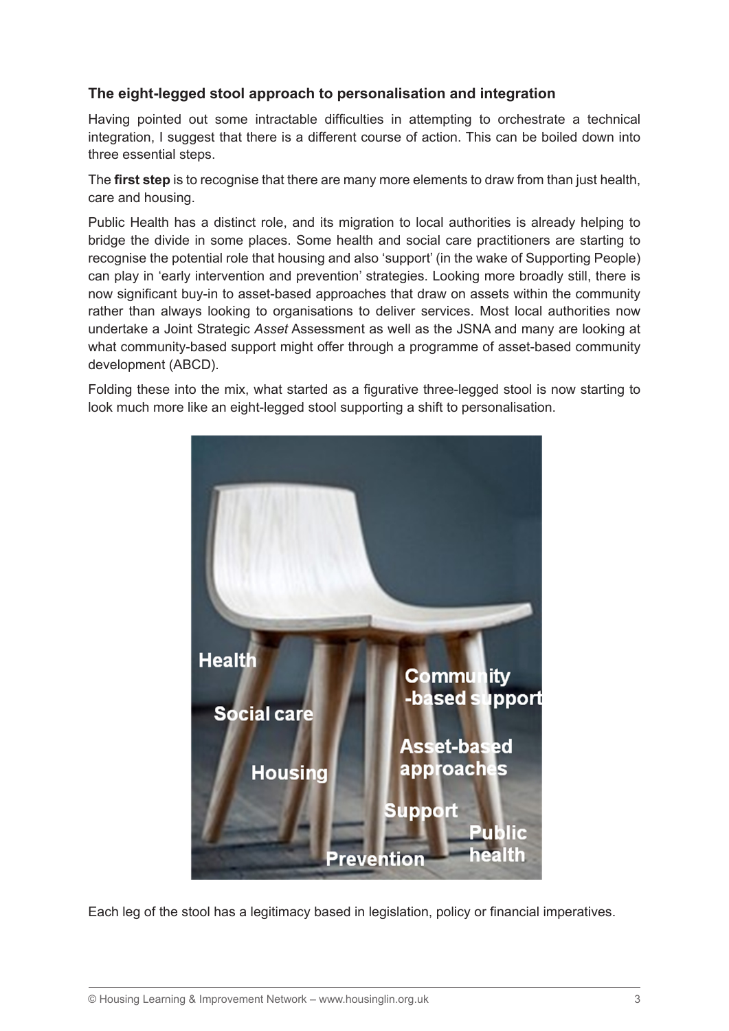### The eight-legged stool approach to personalisation and integration

Having pointed out some intractable difficulties in attempting to orchestrate a technical integration, I suggest that there is a different course of action. This can be boiled down into three essential steps.

The **first step** is to recognise that there are many more elements to draw from than just health, care and housing.

Public Health has a distinct role, and its migration to local authorities is already helping to bridge the divide in some places. Some health and social care practitioners are starting to recognise the potential role that housing and also 'support' (in the wake of Supporting People) can play in 'early intervention and prevention' strategies. Looking more broadly still, there is now significant buy-in to asset-based approaches that draw on assets within the community rather than always looking to organisations to deliver services. Most local authorities now undertake a Joint Strategic *Asset* Assessment as well as the JSNA and many are looking at what community-based support might offer through a programme of asset-based community development (ABCD).

Folding these into the mix, what started as a figurative three-legged stool is now starting to look much more like an eight-legged stool supporting a shift to personalisation.

Health
Social care
Housing
Prevention
Support
Asset-based approaches
Community-based support
Public health

Each leg of the stool has a legitimacy based in legislation, policy or financial imperatives.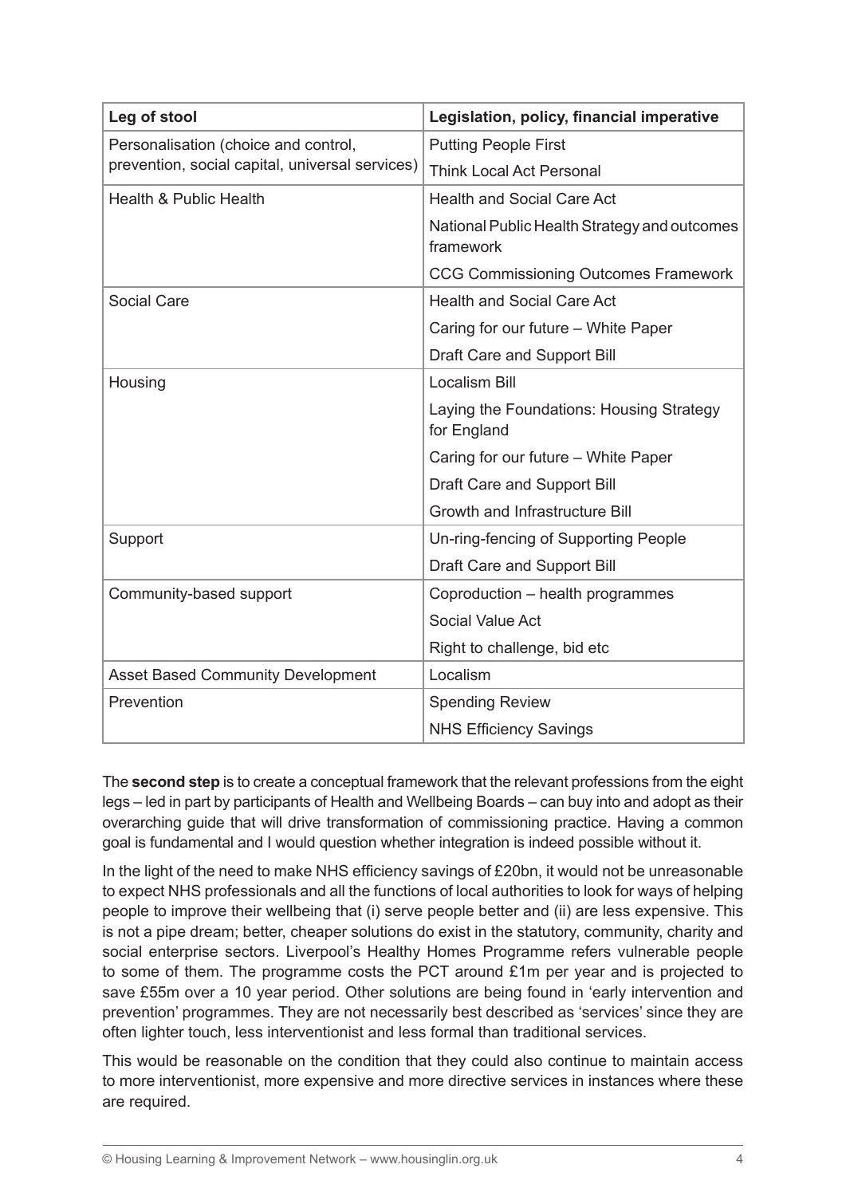| Leg of stool | Legislation, policy, financial imperative |
|---|---|
| Personalisation (choice and control, prevention, social capital, universal services) | Putting People First |
| | Think Local Act Personal |
| Health & Public Health | Health and Social Care Act |
| | National Public Health Strategy and outcomes framework |
| | CCG Commissioning Outcomes Framework |
| Social Care | Health and Social Care Act |
| | Caring for our future – White Paper |
| | Draft Care and Support Bill |
| Housing | Localism Bill |
| | Laying the Foundations: Housing Strategy for England |
| | Caring for our future – White Paper |
| | Draft Care and Support Bill |
| | Growth and Infrastructure Bill |
| Support | Un-ring-fencing of Supporting People |
| | Draft Care and Support Bill |
| Community-based support | Coproduction – health programmes |
| | Social Value Act |
| | Right to challenge, bid etc |
| Asset Based Community Development | Localism |
| Prevention | Spending Review |
| | NHS Efficiency Savings |

The **second step** is to create a conceptual framework that the relevant professions from the eight legs – led in part by participants of Health and Wellbeing Boards – can buy into and adopt as their overarching guide that will drive transformation of commissioning practice. Having a common goal is fundamental and I would question whether integration is indeed possible without it.

In the light of the need to make NHS efficiency savings of £20bn, it would not be unreasonable to expect NHS professionals and all the functions of local authorities to look for ways of helping people to improve their wellbeing that (i) serve people better and (ii) are less expensive. This is not a pipe dream; better, cheaper solutions do exist in the statutory, community, charity and social enterprise sectors. Liverpool's Healthy Homes Programme refers vulnerable people to some of them. The programme costs the PCT around £1m per year and is projected to save £55m over a 10 year period. Other solutions are being found in 'early intervention and prevention' programmes. They are not necessarily best described as 'services' since they are often lighter touch, less interventionist and less formal than traditional services.

This would be reasonable on the condition that they could also continue to maintain access to more interventionist, more expensive and more directive services in instances where these are required.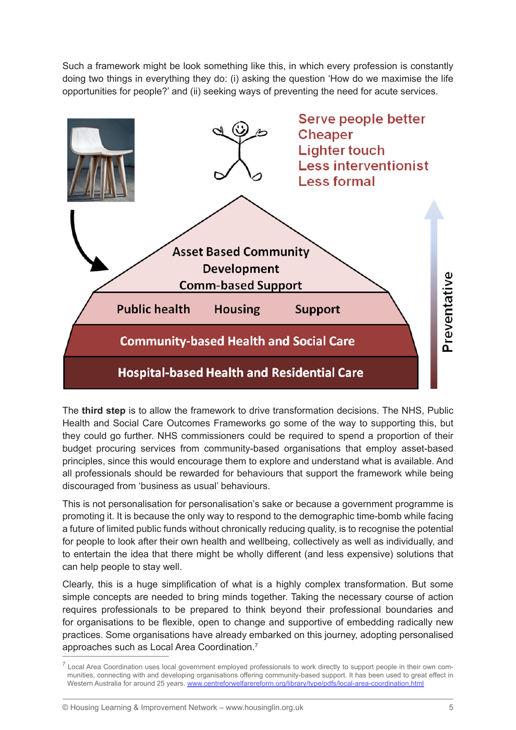Such a framework might be look something like this, in which every profession is constantly doing two things in everything they do: (i) asking the question 'How do we maximise the life opportunities for people?' and (ii) seeking ways of preventing the need for acute services.

Serve people better
Cheaper
Lighter touch
Less interventionist
Less formal

Asset Based Community Development
Comm-based Support

Public health | Housing | Support

Community-based Health and Social Care

Hospital-based Health and Residential Care

Preventative

The **third step** is to allow the framework to drive transformation decisions. The NHS, Public Health and Social Care Outcomes Frameworks go some of the way to supporting this, but they could go further. NHS commissioners could be required to spend a proportion of their budget procuring services from community-based organisations that employ asset-based principles, since this would encourage them to explore and understand what is available. And all professionals should be rewarded for behaviours that support the framework while being discouraged from 'business as usual' behaviours.

This is not personalisation for personalisation's sake or because a government programme is promoting it. It is because the only way to respond to the demographic time-bomb while facing a future of limited public funds without chronically reducing quality, is to recognise the potential for people to look after their own health and wellbeing, collectively as well as individually, and to entertain the idea that there might be wholly different (and less expensive) solutions that can help people to stay well.

Clearly, this is a huge simplification of what is a highly complex transformation. But some simple concepts are needed to bring minds together. Taking the necessary course of action requires professionals to be prepared to think beyond their professional boundaries and for organisations to be flexible, open to change and supportive of embedding radically new practices. Some organisations have already embarked on this journey, adopting personalised approaches such as Local Area Coordination.[7]

[7] Local Area Coordination uses local government employed professionals to work directly to support people in their own communities, connecting with and developing organisations offering community-based support. It has been used to great effect in Western Australia for around 25 years. www.centreforwelfarereform.org/library/type/pdfs/local-area-coordination.html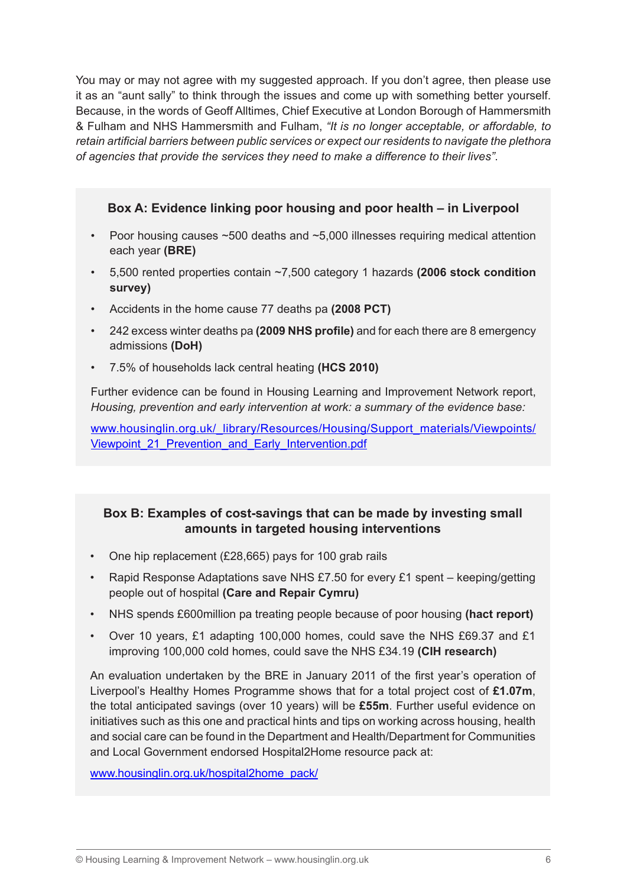You may or may not agree with my suggested approach. If you don't agree, then please use it as an "aunt sally" to think through the issues and come up with something better yourself. Because, in the words of Geoff Alltimes, Chief Executive at London Borough of Hammersmith & Fulham and NHS Hammersmith and Fulham, *"It is no longer acceptable, or affordable, to retain artificial barriers between public services or expect our residents to navigate the plethora of agencies that provide the services they need to make a difference to their lives"*.

### Box A: Evidence linking poor housing and poor health – in Liverpool

- Poor housing causes ~500 deaths and ~5,000 illnesses requiring medical attention each year **(BRE)**
- 5,500 rented properties contain ~7,500 category 1 hazards **(2006 stock condition survey)**
- Accidents in the home cause 77 deaths pa **(2008 PCT)**
- 242 excess winter deaths pa **(2009 NHS profile)** and for each there are 8 emergency admissions **(DoH)**
- 7.5% of households lack central heating **(HCS 2010)**

Further evidence can be found in Housing Learning and Improvement Network report, *Housing, prevention and early intervention at work: a summary of the evidence base:*

www.housinglin.org.uk/_library/Resources/Housing/Support_materials/Viewpoints/Viewpoint_21_Prevention_and_Early_Intervention.pdf

### Box B: Examples of cost-savings that can be made by investing small amounts in targeted housing interventions

- One hip replacement (£28,665) pays for 100 grab rails
- Rapid Response Adaptations save NHS £7.50 for every £1 spent – keeping/getting people out of hospital **(Care and Repair Cymru)**
- NHS spends £600million pa treating people because of poor housing **(hact report)**
- Over 10 years, £1 adapting 100,000 homes, could save the NHS £69.37 and £1 improving 100,000 cold homes, could save the NHS £34.19 **(CIH research)**

An evaluation undertaken by the BRE in January 2011 of the first year's operation of Liverpool's Healthy Homes Programme shows that for a total project cost of **£1.07m**, the total anticipated savings (over 10 years) will be **£55m**. Further useful evidence on initiatives such as this one and practical hints and tips on working across housing, health and social care can be found in the Department and Health/Department for Communities and Local Government endorsed Hospital2Home resource pack at:

www.housinglin.org.uk/hospital2home_pack/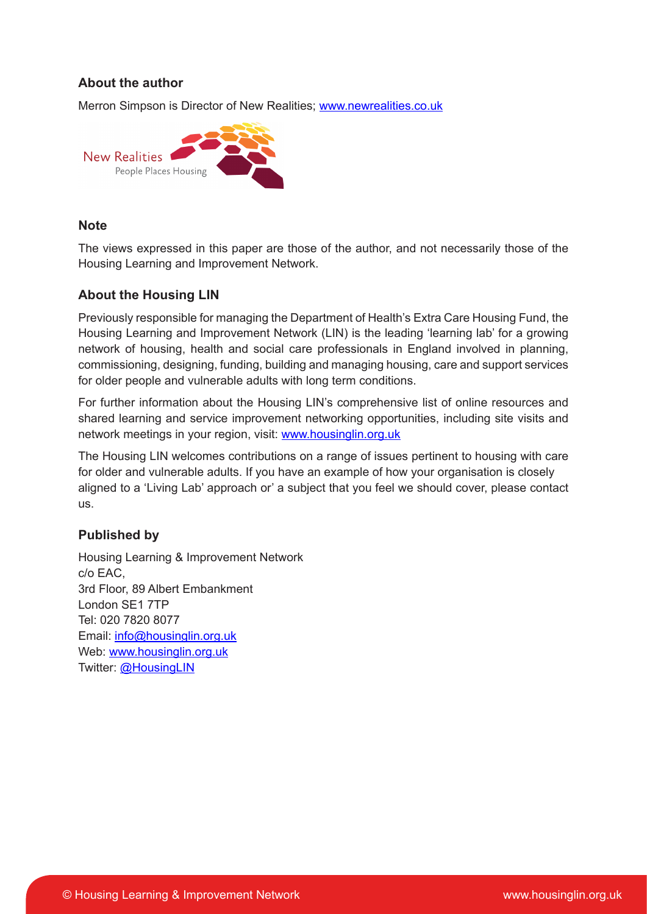### About the author

Merron Simpson is Director of New Realities; www.newrealities.co.uk

New Realities
People Places Housing

### Note

The views expressed in this paper are those of the author, and not necessarily those of the Housing Learning and Improvement Network.

### About the Housing LIN

Previously responsible for managing the Department of Health's Extra Care Housing Fund, the Housing Learning and Improvement Network (LIN) is the leading 'learning lab' for a growing network of housing, health and social care professionals in England involved in planning, commissioning, designing, funding, building and managing housing, care and support services for older people and vulnerable adults with long term conditions.

For further information about the Housing LIN's comprehensive list of online resources and shared learning and service improvement networking opportunities, including site visits and network meetings in your region, visit: www.housinglin.org.uk

The Housing LIN welcomes contributions on a range of issues pertinent to housing with care for older and vulnerable adults. If you have an example of how your organisation is closely aligned to a 'Living Lab' approach or' a subject that you feel we should cover, please contact us.

### Published by

Housing Learning & Improvement Network
c/o EAC,
3rd Floor, 89 Albert Embankment
London SE1 7TP
Tel: 020 7820 8077
Email: info@housinglin.org.uk
Web: www.housinglin.org.uk
Twitter: @HousingLIN

© Housing Learning & Improvement Network